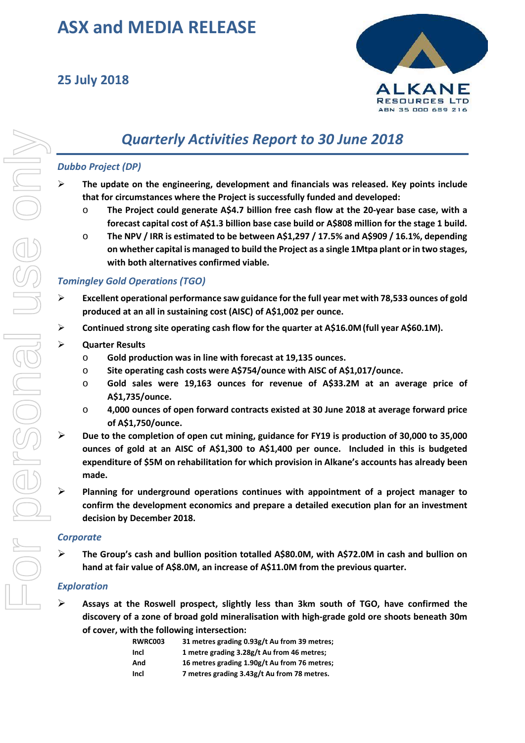# ASX and MEDIA RELEASE

## 25 July 2018

ALKANE RESOURCES LTD
ABN 35 000 689 216

## *Quarterly Activities Report to 30 June 2018*

### *Dubbo Project (DP)*

- **The update on the engineering, development and financials was released. Key points include that for circumstances where the Project is successfully funded and developed:**
  - **The Project could generate A$4.7 billion free cash flow at the 20-year base case, with a forecast capital cost of A$1.3 billion base case build or A$808 million for the stage 1 build.**
  - **The NPV / IRR is estimated to be between A$1,297 / 17.5% and A$909 / 16.1%, depending on whether capital is managed to build the Project as a single 1Mtpa plant or in two stages, with both alternatives confirmed viable.**

### *Tomingley Gold Operations (TGO)*

- **Excellent operational performance saw guidance for the full year met with 78,533 ounces of gold produced at an all in sustaining cost (AISC) of A$1,002 per ounce.**
- **Continued strong site operating cash flow for the quarter at A$16.0M (full year A$60.1M).**
- **Quarter Results**
  - **Gold production was in line with forecast at 19,135 ounces.**
  - **Site operating cash costs were A$754/ounce with AISC of A$1,017/ounce.**
  - **Gold sales were 19,163 ounces for revenue of A$33.2M at an average price of A$1,735/ounce.**
  - **4,000 ounces of open forward contracts existed at 30 June 2018 at average forward price of A$1,750/ounce.**
- **Due to the completion of open cut mining, guidance for FY19 is production of 30,000 to 35,000 ounces of gold at an AISC of A$1,300 to A$1,400 per ounce. Included in this is budgeted expenditure of $5M on rehabilitation for which provision in Alkane's accounts has already been made.**
- **Planning for underground operations continues with appointment of a project manager to confirm the development economics and prepare a detailed execution plan for an investment decision by December 2018.**

### *Corporate*

- **The Group's cash and bullion position totalled A$80.0M, with A$72.0M in cash and bullion on hand at fair value of A$8.0M, an increase of A$11.0M from the previous quarter.**

### *Exploration*

- **Assays at the Roswell prospect, slightly less than 3km south of TGO, have confirmed the discovery of a zone of broad gold mineralisation with high-grade gold ore shoots beneath 30m of cover, with the following intersection:**

| | |
|---|---|
| **RWRC003** | **31 metres grading 0.93g/t Au from 39 metres;** |
| **Incl** | **1 metre grading 3.28g/t Au from 46 metres;** |
| **And** | **16 metres grading 1.90g/t Au from 76 metres;** |
| **Incl** | **7 metres grading 3.43g/t Au from 78 metres.** |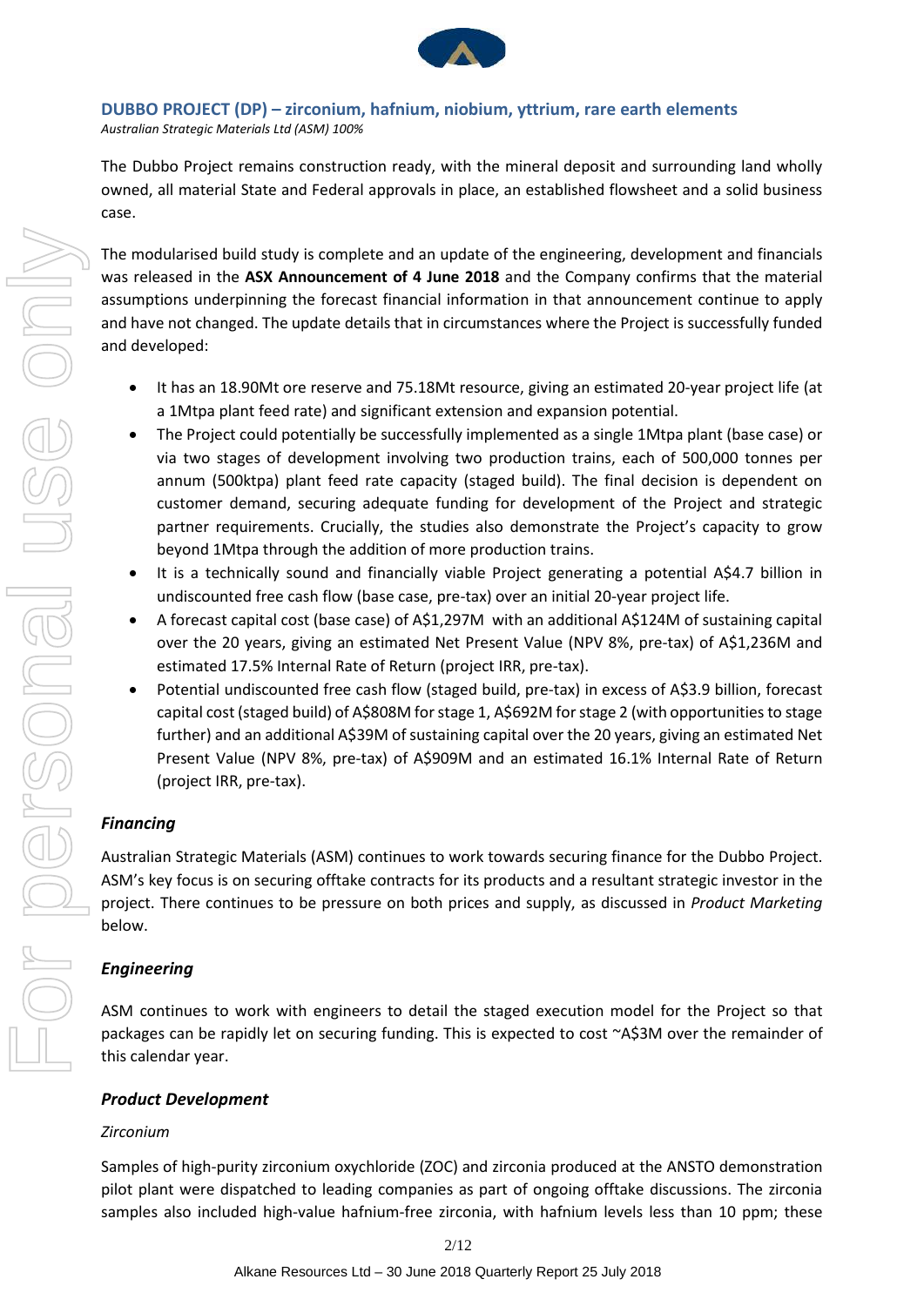## DUBBO PROJECT (DP) – zirconium, hafnium, niobium, yttrium, rare earth elements

*Australian Strategic Materials Ltd (ASM) 100%*

The Dubbo Project remains construction ready, with the mineral deposit and surrounding land wholly owned, all material State and Federal approvals in place, an established flowsheet and a solid business case.

The modularised build study is complete and an update of the engineering, development and financials was released in the **ASX Announcement of 4 June 2018** and the Company confirms that the material assumptions underpinning the forecast financial information in that announcement continue to apply and have not changed. The update details that in circumstances where the Project is successfully funded and developed:

- It has an 18.90Mt ore reserve and 75.18Mt resource, giving an estimated 20-year project life (at a 1Mtpa plant feed rate) and significant extension and expansion potential.
- The Project could potentially be successfully implemented as a single 1Mtpa plant (base case) or via two stages of development involving two production trains, each of 500,000 tonnes per annum (500ktpa) plant feed rate capacity (staged build). The final decision is dependent on customer demand, securing adequate funding for development of the Project and strategic partner requirements. Crucially, the studies also demonstrate the Project's capacity to grow beyond 1Mtpa through the addition of more production trains.
- It is a technically sound and financially viable Project generating a potential A$4.7 billion in undiscounted free cash flow (base case, pre-tax) over an initial 20-year project life.
- A forecast capital cost (base case) of A$1,297M with an additional A$124M of sustaining capital over the 20 years, giving an estimated Net Present Value (NPV 8%, pre-tax) of A$1,236M and estimated 17.5% Internal Rate of Return (project IRR, pre-tax).
- Potential undiscounted free cash flow (staged build, pre-tax) in excess of A$3.9 billion, forecast capital cost (staged build) of A$808M for stage 1, A$692M for stage 2 (with opportunities to stage further) and an additional A$39M of sustaining capital over the 20 years, giving an estimated Net Present Value (NPV 8%, pre-tax) of A$909M and an estimated 16.1% Internal Rate of Return (project IRR, pre-tax).

### *Financing*

Australian Strategic Materials (ASM) continues to work towards securing finance for the Dubbo Project. ASM's key focus is on securing offtake contracts for its products and a resultant strategic investor in the project. There continues to be pressure on both prices and supply, as discussed in *Product Marketing* below.

### *Engineering*

ASM continues to work with engineers to detail the staged execution model for the Project so that packages can be rapidly let on securing funding. This is expected to cost ~A$3M over the remainder of this calendar year.

### *Product Development*

*Zirconium*

Samples of high-purity zirconium oxychloride (ZOC) and zirconia produced at the ANSTO demonstration pilot plant were dispatched to leading companies as part of ongoing offtake discussions. The zirconia samples also included high-value hafnium-free zirconia, with hafnium levels less than 10 ppm; these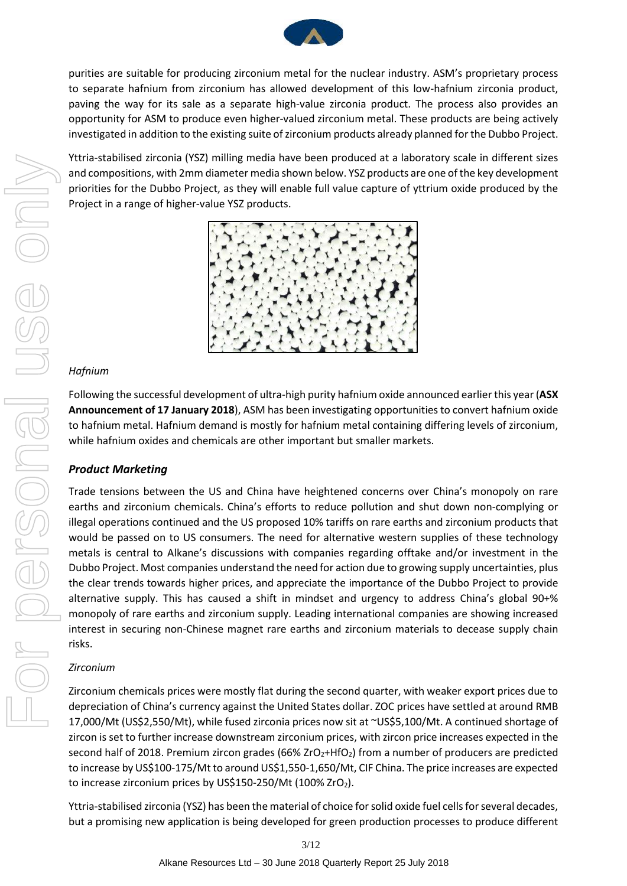purities are suitable for producing zirconium metal for the nuclear industry. ASM's proprietary process to separate hafnium from zirconium has allowed development of this low-hafnium zirconia product, paving the way for its sale as a separate high-value zirconia product. The process also provides an opportunity for ASM to produce even higher-valued zirconium metal. These products are being actively investigated in addition to the existing suite of zirconium products already planned for the Dubbo Project.

Yttria-stabilised zirconia (YSZ) milling media have been produced at a laboratory scale in different sizes and compositions, with 2mm diameter media shown below. YSZ products are one of the key development priorities for the Dubbo Project, as they will enable full value capture of yttrium oxide produced by the Project in a range of higher-value YSZ products.

*Hafnium*

Following the successful development of ultra-high purity hafnium oxide announced earlier this year (**ASX Announcement of 17 January 2018**), ASM has been investigating opportunities to convert hafnium oxide to hafnium metal. Hafnium demand is mostly for hafnium metal containing differing levels of zirconium, while hafnium oxides and chemicals are other important but smaller markets.

### ***Product Marketing***

Trade tensions between the US and China have heightened concerns over China's monopoly on rare earths and zirconium chemicals. China's efforts to reduce pollution and shut down non-complying or illegal operations continued and the US proposed 10% tariffs on rare earths and zirconium products that would be passed on to US consumers. The need for alternative western supplies of these technology metals is central to Alkane's discussions with companies regarding offtake and/or investment in the Dubbo Project. Most companies understand the need for action due to growing supply uncertainties, plus the clear trends towards higher prices, and appreciate the importance of the Dubbo Project to provide alternative supply. This has caused a shift in mindset and urgency to address China's global 90+% monopoly of rare earths and zirconium supply. Leading international companies are showing increased interest in securing non-Chinese magnet rare earths and zirconium materials to decease supply chain risks.

*Zirconium*

Zirconium chemicals prices were mostly flat during the second quarter, with weaker export prices due to depreciation of China's currency against the United States dollar. ZOC prices have settled at around RMB 17,000/Mt (US$2,550/Mt), while fused zirconia prices now sit at ~US$5,100/Mt. A continued shortage of zircon is set to further increase downstream zirconium prices, with zircon price increases expected in the second half of 2018. Premium zircon grades (66% $ZrO_2$+$HfO_2$) from a number of producers are predicted to increase by US$100-175/Mt to around US$1,550-1,650/Mt, CIF China. The price increases are expected to increase zirconium prices by US$150-250/Mt (100% $ZrO_2$).

Yttria-stabilised zirconia (YSZ) has been the material of choice for solid oxide fuel cells for several decades, but a promising new application is being developed for green production processes to produce different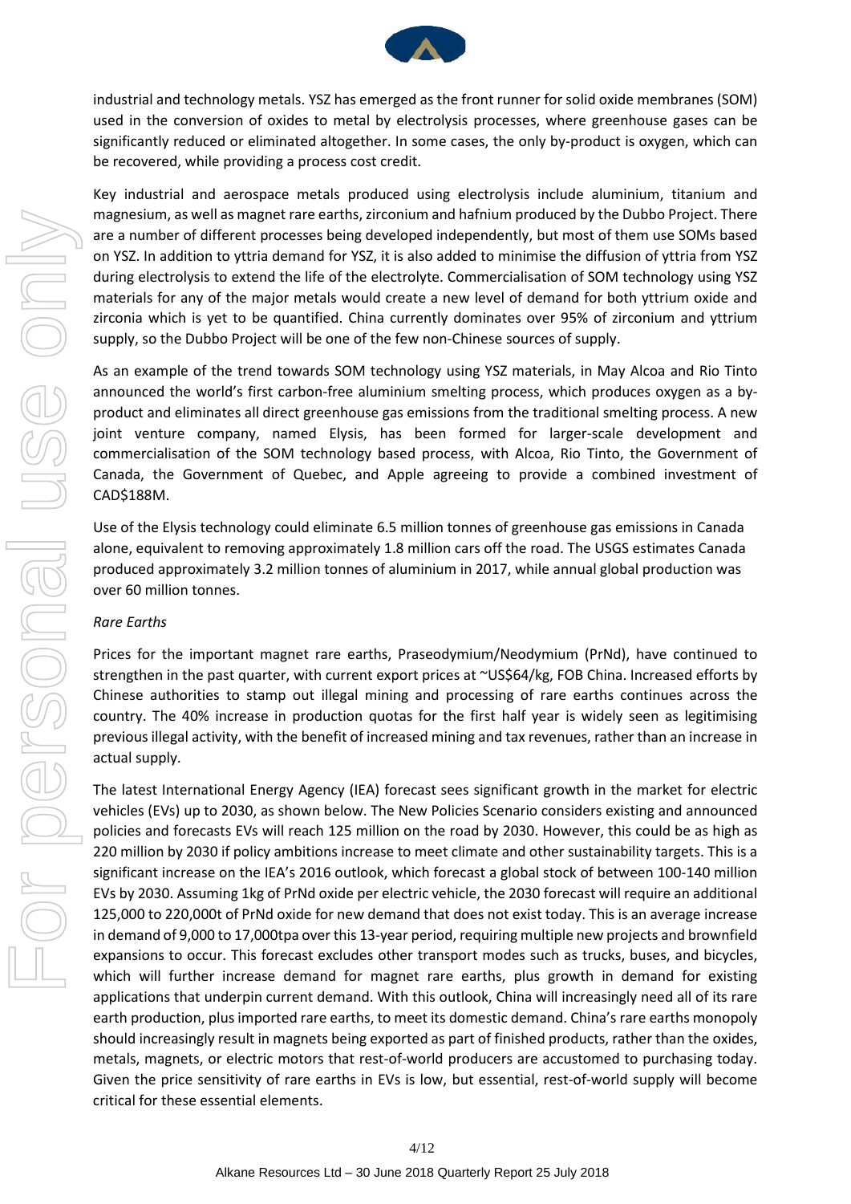industrial and technology metals. YSZ has emerged as the front runner for solid oxide membranes (SOM) used in the conversion of oxides to metal by electrolysis processes, where greenhouse gases can be significantly reduced or eliminated altogether. In some cases, the only by-product is oxygen, which can be recovered, while providing a process cost credit.

Key industrial and aerospace metals produced using electrolysis include aluminium, titanium and magnesium, as well as magnet rare earths, zirconium and hafnium produced by the Dubbo Project. There are a number of different processes being developed independently, but most of them use SOMs based on YSZ. In addition to yttria demand for YSZ, it is also added to minimise the diffusion of yttria from YSZ during electrolysis to extend the life of the electrolyte. Commercialisation of SOM technology using YSZ materials for any of the major metals would create a new level of demand for both yttrium oxide and zirconia which is yet to be quantified. China currently dominates over 95% of zirconium and yttrium supply, so the Dubbo Project will be one of the few non-Chinese sources of supply.

As an example of the trend towards SOM technology using YSZ materials, in May Alcoa and Rio Tinto announced the world's first carbon-free aluminium smelting process, which produces oxygen as a by-product and eliminates all direct greenhouse gas emissions from the traditional smelting process. A new joint venture company, named Elysis, has been formed for larger-scale development and commercialisation of the SOM technology based process, with Alcoa, Rio Tinto, the Government of Canada, the Government of Quebec, and Apple agreeing to provide a combined investment of CAD$188M.

Use of the Elysis technology could eliminate 6.5 million tonnes of greenhouse gas emissions in Canada alone, equivalent to removing approximately 1.8 million cars off the road. The USGS estimates Canada produced approximately 3.2 million tonnes of aluminium in 2017, while annual global production was over 60 million tonnes.

*Rare Earths*

Prices for the important magnet rare earths, Praseodymium/Neodymium (PrNd), have continued to strengthen in the past quarter, with current export prices at ~US$64/kg, FOB China. Increased efforts by Chinese authorities to stamp out illegal mining and processing of rare earths continues across the country. The 40% increase in production quotas for the first half year is widely seen as legitimising previous illegal activity, with the benefit of increased mining and tax revenues, rather than an increase in actual supply.

The latest International Energy Agency (IEA) forecast sees significant growth in the market for electric vehicles (EVs) up to 2030, as shown below. The New Policies Scenario considers existing and announced policies and forecasts EVs will reach 125 million on the road by 2030. However, this could be as high as 220 million by 2030 if policy ambitions increase to meet climate and other sustainability targets. This is a significant increase on the IEA's 2016 outlook, which forecast a global stock of between 100-140 million EVs by 2030. Assuming 1kg of PrNd oxide per electric vehicle, the 2030 forecast will require an additional 125,000 to 220,000t of PrNd oxide for new demand that does not exist today. This is an average increase in demand of 9,000 to 17,000tpa over this 13-year period, requiring multiple new projects and brownfield expansions to occur. This forecast excludes other transport modes such as trucks, buses, and bicycles, which will further increase demand for magnet rare earths, plus growth in demand for existing applications that underpin current demand. With this outlook, China will increasingly need all of its rare earth production, plus imported rare earths, to meet its domestic demand. China's rare earths monopoly should increasingly result in magnets being exported as part of finished products, rather than the oxides, metals, magnets, or electric motors that rest-of-world producers are accustomed to purchasing today. Given the price sensitivity of rare earths in EVs is low, but essential, rest-of-world supply will become critical for these essential elements.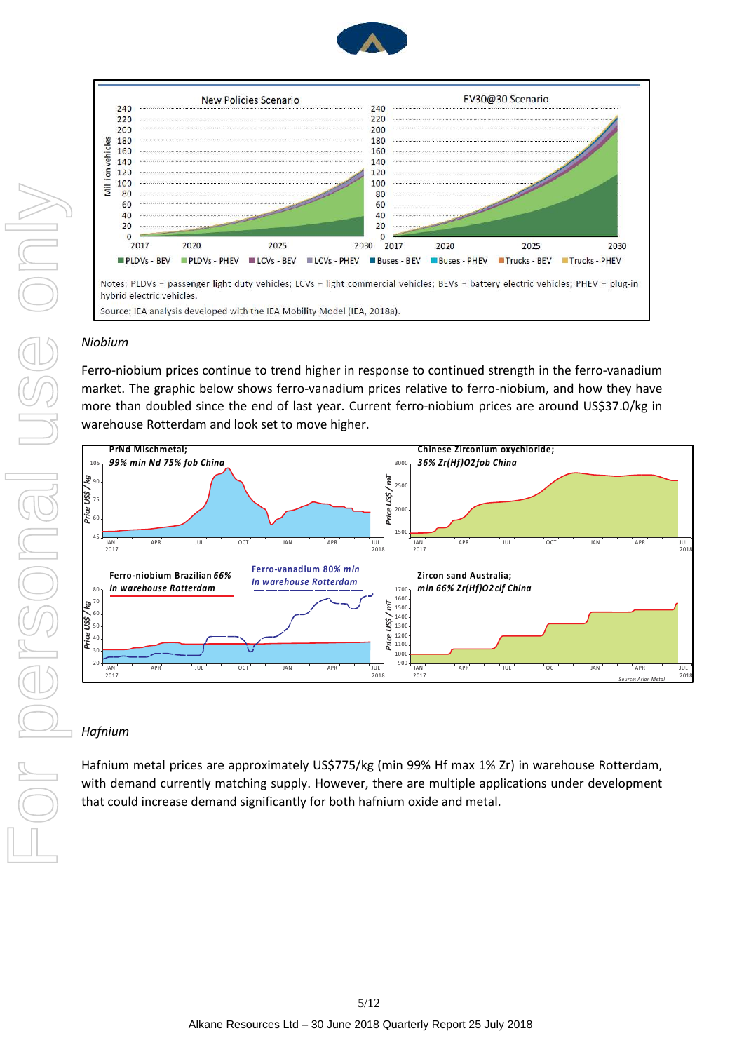Notes: PLDVs = passenger light duty vehicles; LCVs = light commercial vehicles; BEVs = battery electric vehicles; PHEV = plug-in hybrid electric vehicles.

Source: IEA analysis developed with the IEA Mobility Model (IEA, 2018a).

*Niobium*

Ferro-niobium prices continue to trend higher in response to continued strength in the ferro-vanadium market. The graphic below shows ferro-vanadium prices relative to ferro-niobium, and how they have more than doubled since the end of last year. Current ferro-niobium prices are around US$37.0/kg in warehouse Rotterdam and look set to move higher.

*Hafnium*

Hafnium metal prices are approximately US$775/kg (min 99% Hf max 1% Zr) in warehouse Rotterdam, with demand currently matching supply. However, there are multiple applications under development that could increase demand significantly for both hafnium oxide and metal.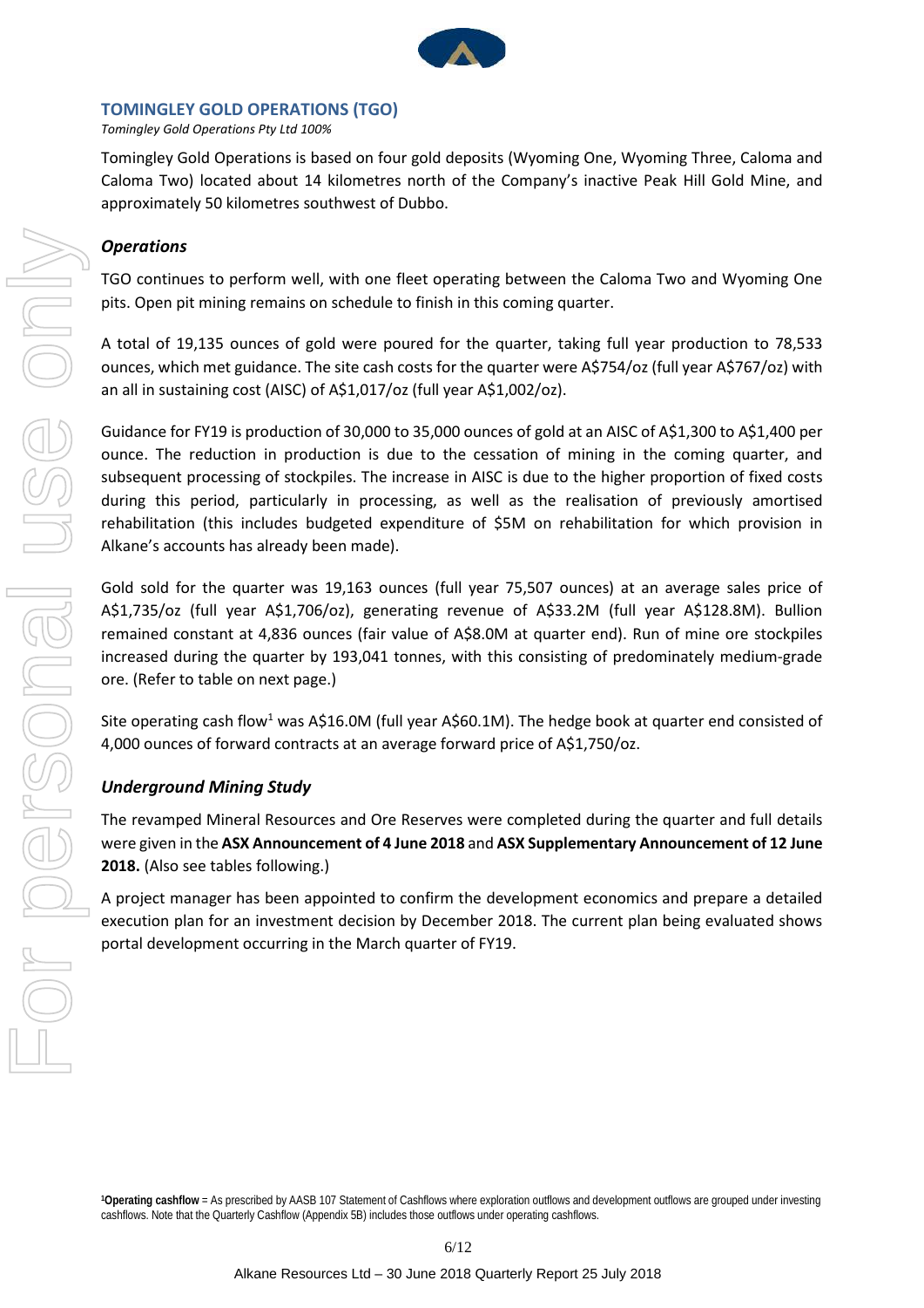## TOMINGLEY GOLD OPERATIONS (TGO)

*Tomingley Gold Operations Pty Ltd 100%*

Tomingley Gold Operations is based on four gold deposits (Wyoming One, Wyoming Three, Caloma and Caloma Two) located about 14 kilometres north of the Company's inactive Peak Hill Gold Mine, and approximately 50 kilometres southwest of Dubbo.

### *Operations*

TGO continues to perform well, with one fleet operating between the Caloma Two and Wyoming One pits. Open pit mining remains on schedule to finish in this coming quarter.

A total of 19,135 ounces of gold were poured for the quarter, taking full year production to 78,533 ounces, which met guidance. The site cash costs for the quarter were A$754/oz (full year A$767/oz) with an all in sustaining cost (AISC) of A$1,017/oz (full year A$1,002/oz).

Guidance for FY19 is production of 30,000 to 35,000 ounces of gold at an AISC of A$1,300 to A$1,400 per ounce. The reduction in production is due to the cessation of mining in the coming quarter, and subsequent processing of stockpiles. The increase in AISC is due to the higher proportion of fixed costs during this period, particularly in processing, as well as the realisation of previously amortised rehabilitation (this includes budgeted expenditure of $5M on rehabilitation for which provision in Alkane's accounts has already been made).

Gold sold for the quarter was 19,163 ounces (full year 75,507 ounces) at an average sales price of A$1,735/oz (full year A$1,706/oz), generating revenue of A$33.2M (full year A$128.8M). Bullion remained constant at 4,836 ounces (fair value of A$8.0M at quarter end). Run of mine ore stockpiles increased during the quarter by 193,041 tonnes, with this consisting of predominately medium-grade ore. (Refer to table on next page.)

Site operating cash flow[1] was A$16.0M (full year A$60.1M). The hedge book at quarter end consisted of 4,000 ounces of forward contracts at an average forward price of A$1,750/oz.

### *Underground Mining Study*

The revamped Mineral Resources and Ore Reserves were completed during the quarter and full details were given in the **ASX Announcement of 4 June 2018** and **ASX Supplementary Announcement of 12 June 2018.** (Also see tables following.)

A project manager has been appointed to confirm the development economics and prepare a detailed execution plan for an investment decision by December 2018. The current plan being evaluated shows portal development occurring in the March quarter of FY19.

[1]**Operating cashflow** = As prescribed by AASB 107 Statement of Cashflows where exploration outflows and development outflows are grouped under investing cashflows. Note that the Quarterly Cashflow (Appendix 5B) includes those outflows under operating cashflows.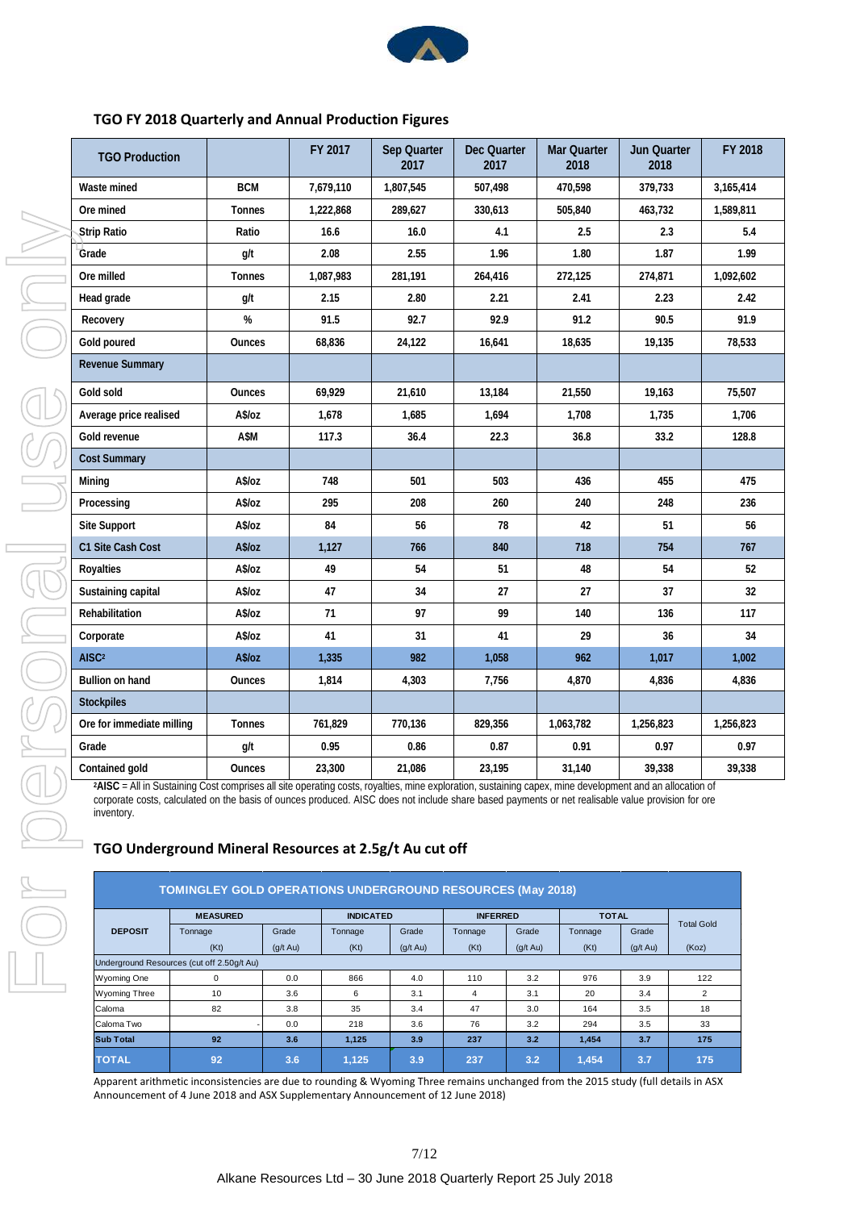## TGO FY 2018 Quarterly and Annual Production Figures

| TGO Production | | FY 2017 | Sep Quarter 2017 | Dec Quarter 2017 | Mar Quarter 2018 | Jun Quarter 2018 | FY 2018 |
|---|---|---|---|---|---|---|---|
| Waste mined | BCM | 7,679,110 | 1,807,545 | 507,498 | 470,598 | 379,733 | 3,165,414 |
| Ore mined | Tonnes | 1,222,868 | 289,627 | 330,613 | 505,840 | 463,732 | 1,589,811 |
| Strip Ratio | Ratio | 16.6 | 16.0 | 4.1 | 2.5 | 2.3 | 5.4 |
| Grade | g/t | 2.08 | 2.55 | 1.96 | 1.80 | 1.87 | 1.99 |
| Ore milled | Tonnes | 1,087,983 | 281,191 | 264,416 | 272,125 | 274,871 | 1,092,602 |
| Head grade | g/t | 2.15 | 2.80 | 2.21 | 2.41 | 2.23 | 2.42 |
| Recovery | % | 91.5 | 92.7 | 92.9 | 91.2 | 90.5 | 91.9 |
| Gold poured | Ounces | 68,836 | 24,122 | 16,641 | 18,635 | 19,135 | 78,533 |
| **Revenue Summary** | | | | | | | |
| Gold sold | Ounces | 69,929 | 21,610 | 13,184 | 21,550 | 19,163 | 75,507 |
| Average price realised | A$/oz | 1,678 | 1,685 | 1,694 | 1,708 | 1,735 | 1,706 |
| Gold revenue | A$M | 117.3 | 36.4 | 22.3 | 36.8 | 33.2 | 128.8 |
| **Cost Summary** | | | | | | | |
| Mining | A$/oz | 748 | 501 | 503 | 436 | 455 | 475 |
| Processing | A$/oz | 295 | 208 | 260 | 240 | 248 | 236 |
| Site Support | A$/oz | 84 | 56 | 78 | 42 | 51 | 56 |
| **C1 Site Cash Cost** | A$/oz | 1,127 | 766 | 840 | 718 | 754 | 767 |
| Royalties | A$/oz | 49 | 54 | 51 | 48 | 54 | 52 |
| Sustaining capital | A$/oz | 47 | 34 | 27 | 27 | 37 | 32 |
| Rehabilitation | A$/oz | 71 | 97 | 99 | 140 | 136 | 117 |
| Corporate | A$/oz | 41 | 31 | 41 | 29 | 36 | 34 |
| **AISC[2]** | A$/oz | 1,335 | 982 | 1,058 | 962 | 1,017 | 1,002 |
| Bullion on hand | Ounces | 1,814 | 4,303 | 7,756 | 4,870 | 4,836 | 4,836 |
| **Stockpiles** | | | | | | | |
| Ore for immediate milling | Tonnes | 761,829 | 770,136 | 829,356 | 1,063,782 | 1,256,823 | 1,256,823 |
| Grade | g/t | 0.95 | 0.86 | 0.87 | 0.91 | 0.97 | 0.97 |
| Contained gold | Ounces | 23,300 | 21,086 | 23,195 | 31,140 | 39,338 | 39,338 |

[2]**AISC** = All in Sustaining Cost comprises all site operating costs, royalties, mine exploration, sustaining capex, mine development and an allocation of corporate costs, calculated on the basis of ounces produced. AISC does not include share based payments or net realisable value provision for ore inventory.

## TGO Underground Mineral Resources at 2.5g/t Au cut off

**TOMINGLEY GOLD OPERATIONS UNDERGROUND RESOURCES (May 2018)**

| DEPOSIT | MEASURED | | INDICATED | | INFERRED | | TOTAL | | Total Gold |
|---|---|---|---|---|---|---|---|---|---|
| | Tonnage (Kt) | Grade (g/t Au) | Tonnage (Kt) | Grade (g/t Au) | Tonnage (Kt) | Grade (g/t Au) | Tonnage (Kt) | Grade (g/t Au) | (Koz) |
| Underground Resources (cut off 2.50g/t Au) | | | | | | | | | |
| Wyoming One | 0 | 0.0 | 866 | 4.0 | 110 | 3.2 | 976 | 3.9 | 122 |
| Wyoming Three | 10 | 3.6 | 6 | 3.1 | 4 | 3.1 | 20 | 3.4 | 2 |
| Caloma | 82 | 3.8 | 35 | 3.4 | 47 | 3.0 | 164 | 3.5 | 18 |
| Caloma Two | - | 0.0 | 218 | 3.6 | 76 | 3.2 | 294 | 3.5 | 33 |
| **Sub Total** | **92** | **3.6** | **1,125** | **3.9** | **237** | **3.2** | **1,454** | **3.7** | **175** |
| **TOTAL** | **92** | **3.6** | **1,125** | **3.9** | **237** | **3.2** | **1,454** | **3.7** | **175** |

Apparent arithmetic inconsistencies are due to rounding & Wyoming Three remains unchanged from the 2015 study (full details in ASX Announcement of 4 June 2018 and ASX Supplementary Announcement of 12 June 2018)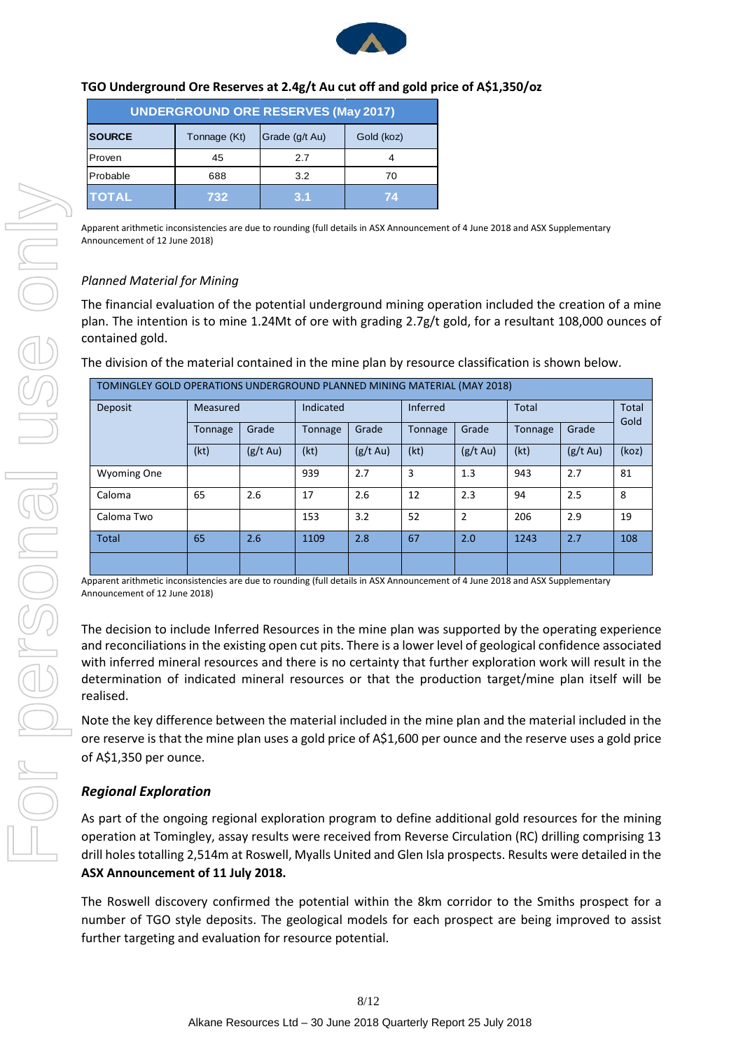**TGO Underground Ore Reserves at 2.4g/t Au cut off and gold price of A$1,350/oz**

| UNDERGROUND ORE RESERVES (May 2017) | | | |
|---|---|---|---|
| **SOURCE** | Tonnage (Kt) | Grade (g/t Au) | Gold (koz) |
| Proven | 45 | 2.7 | 4 |
| Probable | 688 | 3.2 | 70 |
| **TOTAL** | **732** | **3.1** | **74** |

Apparent arithmetic inconsistencies are due to rounding (full details in ASX Announcement of 4 June 2018 and ASX Supplementary Announcement of 12 June 2018)

*Planned Material for Mining*

The financial evaluation of the potential underground mining operation included the creation of a mine plan. The intention is to mine 1.24Mt of ore with grading 2.7g/t gold, for a resultant 108,000 ounces of contained gold.

The division of the material contained in the mine plan by resource classification is shown below.

| TOMINGLEY GOLD OPERATIONS UNDERGROUND PLANNED MINING MATERIAL (MAY 2018) | | | | | | | | | |
|---|---|---|---|---|---|---|---|---|---|
| Deposit | Measured | | Indicated | | Inferred | | Total | | Total Gold |
| | Tonnage | Grade | Tonnage | Grade | Tonnage | Grade | Tonnage | Grade | |
| | (kt) | (g/t Au) | (kt) | (g/t Au) | (kt) | (g/t Au) | (kt) | (g/t Au) | (koz) |
| Wyoming One | | | 939 | 2.7 | 3 | 1.3 | 943 | 2.7 | 81 |
| Caloma | 65 | 2.6 | 17 | 2.6 | 12 | 2.3 | 94 | 2.5 | 8 |
| Caloma Two | | | 153 | 3.2 | 52 | 2 | 206 | 2.9 | 19 |
| Total | 65 | 2.6 | 1109 | 2.8 | 67 | 2.0 | 1243 | 2.7 | 108 |

Apparent arithmetic inconsistencies are due to rounding (full details in ASX Announcement of 4 June 2018 and ASX Supplementary Announcement of 12 June 2018)

The decision to include Inferred Resources in the mine plan was supported by the operating experience and reconciliations in the existing open cut pits. There is a lower level of geological confidence associated with inferred mineral resources and there is no certainty that further exploration work will result in the determination of indicated mineral resources or that the production target/mine plan itself will be realised.

Note the key difference between the material included in the mine plan and the material included in the ore reserve is that the mine plan uses a gold price of A$1,600 per ounce and the reserve uses a gold price of A$1,350 per ounce.

***Regional Exploration***

As part of the ongoing regional exploration program to define additional gold resources for the mining operation at Tomingley, assay results were received from Reverse Circulation (RC) drilling comprising 13 drill holes totalling 2,514m at Roswell, Myalls United and Glen Isla prospects. Results were detailed in the **ASX Announcement of 11 July 2018.**

The Roswell discovery confirmed the potential within the 8km corridor to the Smiths prospect for a number of TGO style deposits. The geological models for each prospect are being improved to assist further targeting and evaluation for resource potential.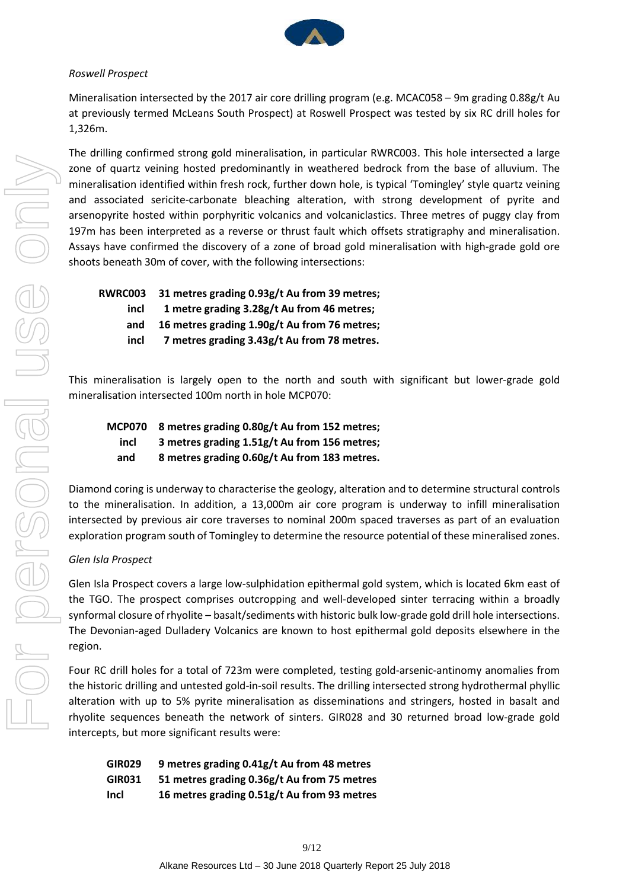*Roswell Prospect*

Mineralisation intersected by the 2017 air core drilling program (e.g. MCAC058 – 9m grading 0.88g/t Au at previously termed McLeans South Prospect) at Roswell Prospect was tested by six RC drill holes for 1,326m.

The drilling confirmed strong gold mineralisation, in particular RWRC003. This hole intersected a large zone of quartz veining hosted predominantly in weathered bedrock from the base of alluvium. The mineralisation identified within fresh rock, further down hole, is typical 'Tomingley' style quartz veining and associated sericite-carbonate bleaching alteration, with strong development of pyrite and arsenopyrite hosted within porphyritic volcanics and volcaniclastics. Three metres of puggy clay from 197m has been interpreted as a reverse or thrust fault which offsets stratigraphy and mineralisation. Assays have confirmed the discovery of a zone of broad gold mineralisation with high-grade gold ore shoots beneath 30m of cover, with the following intersections:

| | |
|---|---|
| **RWRC003** | **31 metres grading 0.93g/t Au from 39 metres;** |
| **incl** | **1 metre grading 3.28g/t Au from 46 metres;** |
| **and** | **16 metres grading 1.90g/t Au from 76 metres;** |
| **incl** | **7 metres grading 3.43g/t Au from 78 metres.** |

This mineralisation is largely open to the north and south with significant but lower-grade gold mineralisation intersected 100m north in hole MCP070:

| | |
|---|---|
| **MCP070** | **8 metres grading 0.80g/t Au from 152 metres;** |
| **incl** | **3 metres grading 1.51g/t Au from 156 metres;** |
| **and** | **8 metres grading 0.60g/t Au from 183 metres.** |

Diamond coring is underway to characterise the geology, alteration and to determine structural controls to the mineralisation. In addition, a 13,000m air core program is underway to infill mineralisation intersected by previous air core traverses to nominal 200m spaced traverses as part of an evaluation exploration program south of Tomingley to determine the resource potential of these mineralised zones.

*Glen Isla Prospect*

Glen Isla Prospect covers a large low-sulphidation epithermal gold system, which is located 6km east of the TGO. The prospect comprises outcropping and well-developed sinter terracing within a broadly synformal closure of rhyolite – basalt/sediments with historic bulk low-grade gold drill hole intersections. The Devonian-aged Dulladery Volcanics are known to host epithermal gold deposits elsewhere in the region.

Four RC drill holes for a total of 723m were completed, testing gold-arsenic-antimony anomalies from the historic drilling and untested gold-in-soil results. The drilling intersected strong hydrothermal phyllic alteration with up to 5% pyrite mineralisation as disseminations and stringers, hosted in basalt and rhyolite sequences beneath the network of sinters. GIR028 and 30 returned broad low-grade gold intercepts, but more significant results were:

| | |
|---|---|
| **GIR029** | **9 metres grading 0.41g/t Au from 48 metres** |
| **GIR031** | **51 metres grading 0.36g/t Au from 75 metres** |
| **Incl** | **16 metres grading 0.51g/t Au from 93 metres** |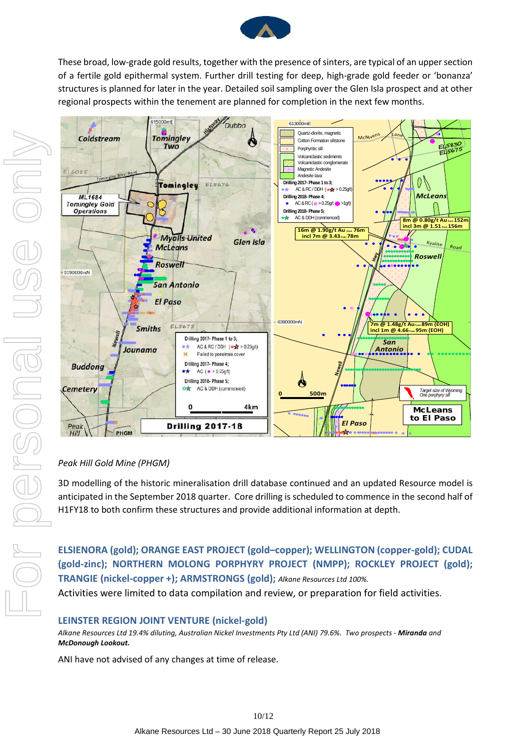These broad, low-grade gold results, together with the presence of sinters, are typical of an upper section of a fertile gold epithermal system. Further drill testing for deep, high-grade gold feeder or 'bonanza' structures is planned for later in the year. Detailed soil sampling over the Glen Isla prospect and at other regional prospects within the tenement are planned for completion in the next few months.

*Peak Hill Gold Mine (PHGM)*

3D modelling of the historic mineralisation drill database continued and an updated Resource model is anticipated in the September 2018 quarter. Core drilling is scheduled to commence in the second half of H1FY18 to both confirm these structures and provide additional information at depth.

### ELSIENORA (gold); ORANGE EAST PROJECT (gold–copper); WELLINGTON (copper-gold); CUDAL (gold-zinc); NORTHERN MOLONG PORPHYRY PROJECT (NMPP); ROCKLEY PROJECT (gold); TRANGIE (nickel-copper +); ARMSTRONGS (gold); *Alkane Resources Ltd 100%.*

Activities were limited to data compilation and review, or preparation for field activities.

### LEINSTER REGION JOINT VENTURE (nickel-gold)

*Alkane Resources Ltd 19.4% diluting, Australian Nickel Investments Pty Ltd (ANI) 79.6%. Two prospects -* ***Miranda*** *and* ***McDonough Lookout.***

ANI have not advised of any changes at time of release.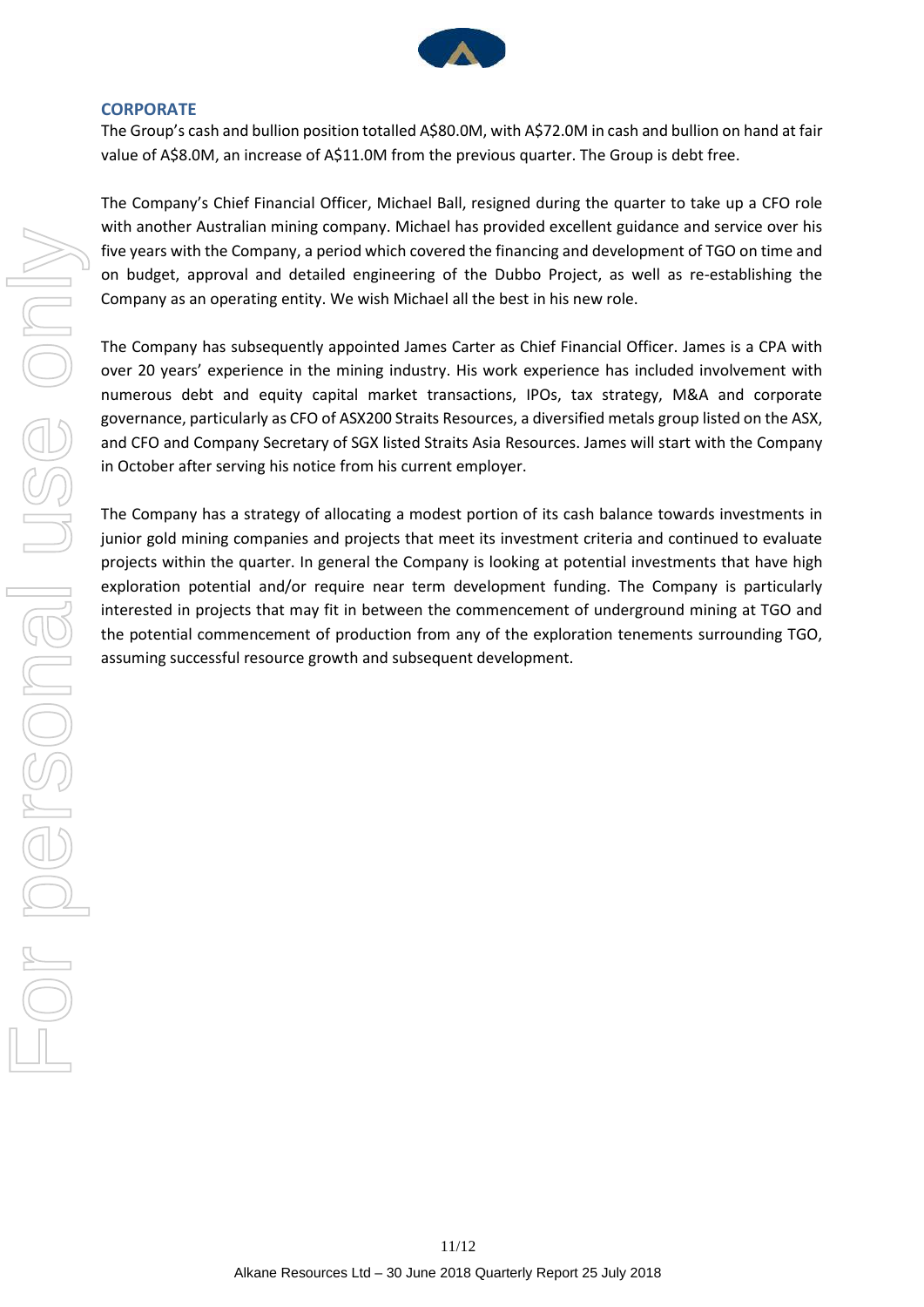## CORPORATE

The Group's cash and bullion position totalled A$80.0M, with A$72.0M in cash and bullion on hand at fair value of A$8.0M, an increase of A$11.0M from the previous quarter. The Group is debt free.

The Company's Chief Financial Officer, Michael Ball, resigned during the quarter to take up a CFO role with another Australian mining company. Michael has provided excellent guidance and service over his five years with the Company, a period which covered the financing and development of TGO on time and on budget, approval and detailed engineering of the Dubbo Project, as well as re-establishing the Company as an operating entity. We wish Michael all the best in his new role.

The Company has subsequently appointed James Carter as Chief Financial Officer. James is a CPA with over 20 years' experience in the mining industry. His work experience has included involvement with numerous debt and equity capital market transactions, IPOs, tax strategy, M&A and corporate governance, particularly as CFO of ASX200 Straits Resources, a diversified metals group listed on the ASX, and CFO and Company Secretary of SGX listed Straits Asia Resources. James will start with the Company in October after serving his notice from his current employer.

The Company has a strategy of allocating a modest portion of its cash balance towards investments in junior gold mining companies and projects that meet its investment criteria and continued to evaluate projects within the quarter. In general the Company is looking at potential investments that have high exploration potential and/or require near term development funding. The Company is particularly interested in projects that may fit in between the commencement of underground mining at TGO and the potential commencement of production from any of the exploration tenements surrounding TGO, assuming successful resource growth and subsequent development.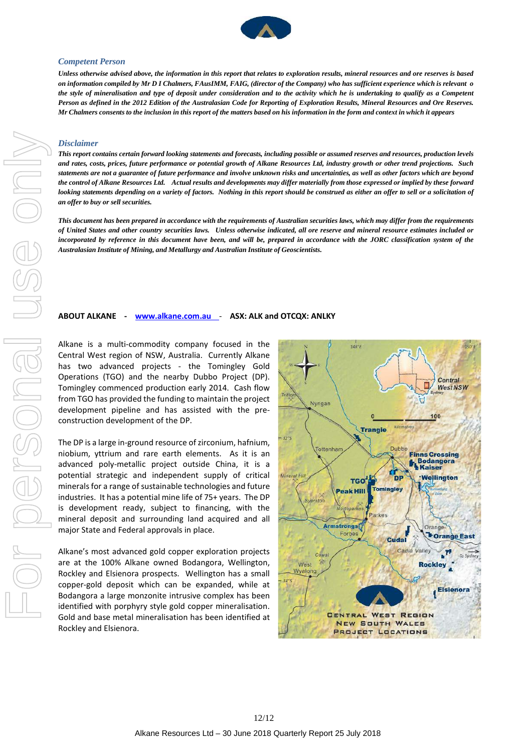### *Competent Person*

***Unless otherwise advised above, the information in this report that relates to exploration results, mineral resources and ore reserves is based on information compiled by Mr D I Chalmers, FAusIMM, FAIG, (director of the Company) who has sufficient experience which is relevant o the style of mineralisation and type of deposit under consideration and to the activity which he is undertaking to qualify as a Competent Person as defined in the 2012 Edition of the Australasian Code for Reporting of Exploration Results, Mineral Resources and Ore Reserves. Mr Chalmers consents to the inclusion in this report of the matters based on his information in the form and context in which it appears***

### *Disclaimer*

***This report contains certain forward looking statements and forecasts, including possible or assumed reserves and resources, production levels and rates, costs, prices, future performance or potential growth of Alkane Resources Ltd, industry growth or other trend projections. Such statements are not a guarantee of future performance and involve unknown risks and uncertainties, as well as other factors which are beyond the control of Alkane Resources Ltd. Actual results and developments may differ materially from those expressed or implied by these forward looking statements depending on a variety of factors. Nothing in this report should be construed as either an offer to sell or a solicitation of an offer to buy or sell securities.***

***This document has been prepared in accordance with the requirements of Australian securities laws, which may differ from the requirements of United States and other country securities laws. Unless otherwise indicated, all ore reserve and mineral resource estimates included or incorporated by reference in this document have been, and will be, prepared in accordance with the JORC classification system of the Australasian Institute of Mining, and Metallurgy and Australian Institute of Geoscientists.***

**ABOUT ALKANE - [www.alkane.com.au](http://www.alkane.com.au) - ASX: ALK and OTCQX: ANLKY**

Alkane is a multi-commodity company focused in the Central West region of NSW, Australia. Currently Alkane has two advanced projects - the Tomingley Gold Operations (TGO) and the nearby Dubbo Project (DP). Tomingley commenced production early 2014. Cash flow from TGO has provided the funding to maintain the project development pipeline and has assisted with the pre-construction development of the DP.

The DP is a large in-ground resource of zirconium, hafnium, niobium, yttrium and rare earth elements. As it is an advanced poly-metallic project outside China, it is a potential strategic and independent supply of critical minerals for a range of sustainable technologies and future industries. It has a potential mine life of 75+ years. The DP is development ready, subject to financing, with the mineral deposit and surrounding land acquired and all major State and Federal approvals in place.

Alkane's most advanced gold copper exploration projects are at the 100% Alkane owned Bodangora, Wellington, Rockley and Elsienora prospects. Wellington has a small copper-gold deposit which can be expanded, while at Bodangora a large monzonite intrusive complex has been identified with porphyry style gold copper mineralisation. Gold and base metal mineralisation has been identified at Rockley and Elsienora.

CENTRAL WEST REGION
NEW SOUTH WALES
PROJECT LOCATIONS